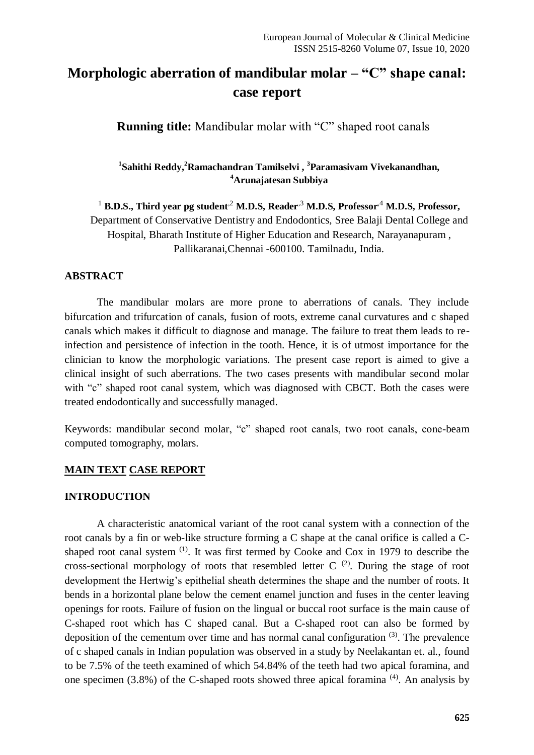# Morphologic aberration of mandibular molar – "C" shape canal: case report

**Running title:** Mandibular molar with "C" shaped root canals

**[1]Sahithi Reddy,[2]Ramachandran Tamilselvi , [3]Paramasivam Vivekanandhan, [4]Arunajatesan Subbiya**

[1] **B.D.S., Third year pg student**,[2] **M.D.S, Reader**,[3] **M.D.S, Professor**,[4] **M.D.S, Professor,** Department of Conservative Dentistry and Endodontics, Sree Balaji Dental College and Hospital, Bharath Institute of Higher Education and Research, Narayanapuram , Pallikaranai,Chennai -600100. Tamilnadu, India.

## ABSTRACT

The mandibular molars are more prone to aberrations of canals. They include bifurcation and trifurcation of canals, fusion of roots, extreme canal curvatures and c shaped canals which makes it difficult to diagnose and manage. The failure to treat them leads to re-infection and persistence of infection in the tooth. Hence, it is of utmost importance for the clinician to know the morphologic variations. The present case report is aimed to give a clinical insight of such aberrations. The two cases presents with mandibular second molar with "c" shaped root canal system, which was diagnosed with CBCT. Both the cases were treated endodontically and successfully managed.

Keywords: mandibular second molar, "c" shaped root canals, two root canals, cone-beam computed tomography, molars.

## MAIN TEXT CASE REPORT

## INTRODUCTION

A characteristic anatomical variant of the root canal system with a connection of the root canals by a fin or web-like structure forming a C shape at the canal orifice is called a C-shaped root canal system [1]. It was first termed by Cooke and Cox in 1979 to describe the cross-sectional morphology of roots that resembled letter C [2]. During the stage of root development the Hertwig's epithelial sheath determines the shape and the number of roots. It bends in a horizontal plane below the cement enamel junction and fuses in the center leaving openings for roots. Failure of fusion on the lingual or buccal root surface is the main cause of C-shaped root which has C shaped canal. But a C-shaped root can also be formed by deposition of the cementum over time and has normal canal configuration [3]. The prevalence of c shaped canals in Indian population was observed in a study by Neelakantan et. al., found to be 7.5% of the teeth examined of which 54.84% of the teeth had two apical foramina, and one specimen (3.8%) of the C-shaped roots showed three apical foramina [4]. An analysis by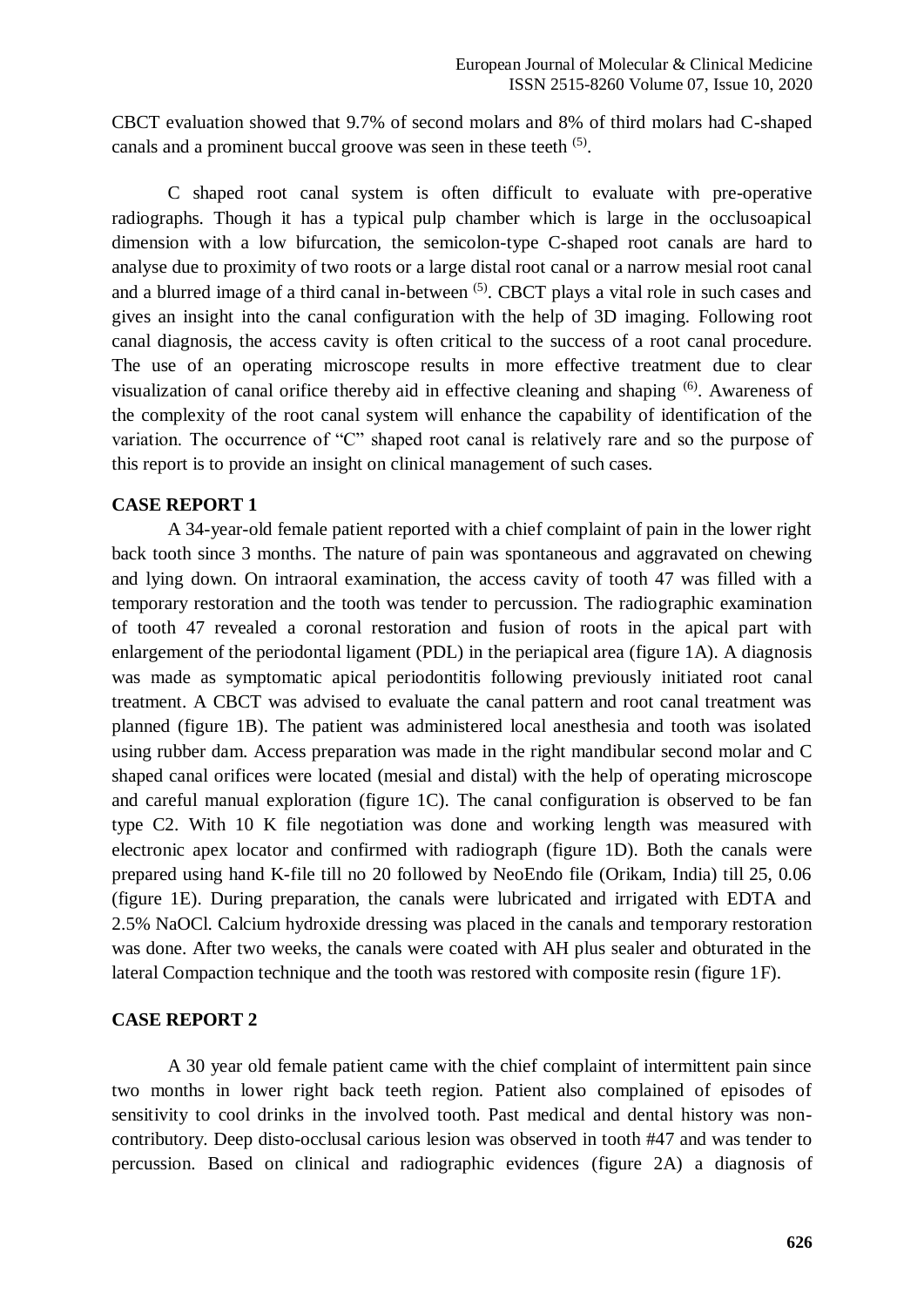CBCT evaluation showed that 9.7% of second molars and 8% of third molars had C-shaped canals and a prominent buccal groove was seen in these teeth [(5)].

C shaped root canal system is often difficult to evaluate with pre-operative radiographs. Though it has a typical pulp chamber which is large in the occlusoapical dimension with a low bifurcation, the semicolon-type C-shaped root canals are hard to analyse due to proximity of two roots or a large distal root canal or a narrow mesial root canal and a blurred image of a third canal in-between [(5)]. CBCT plays a vital role in such cases and gives an insight into the canal configuration with the help of 3D imaging. Following root canal diagnosis, the access cavity is often critical to the success of a root canal procedure. The use of an operating microscope results in more effective treatment due to clear visualization of canal orifice thereby aid in effective cleaning and shaping [(6)]. Awareness of the complexity of the root canal system will enhance the capability of identification of the variation. The occurrence of "C" shaped root canal is relatively rare and so the purpose of this report is to provide an insight on clinical management of such cases.

## CASE REPORT 1

A 34-year-old female patient reported with a chief complaint of pain in the lower right back tooth since 3 months. The nature of pain was spontaneous and aggravated on chewing and lying down. On intraoral examination, the access cavity of tooth 47 was filled with a temporary restoration and the tooth was tender to percussion. The radiographic examination of tooth 47 revealed a coronal restoration and fusion of roots in the apical part with enlargement of the periodontal ligament (PDL) in the periapical area (figure 1A). A diagnosis was made as symptomatic apical periodontitis following previously initiated root canal treatment. A CBCT was advised to evaluate the canal pattern and root canal treatment was planned (figure 1B). The patient was administered local anesthesia and tooth was isolated using rubber dam. Access preparation was made in the right mandibular second molar and C shaped canal orifices were located (mesial and distal) with the help of operating microscope and careful manual exploration (figure 1C). The canal configuration is observed to be fan type C2. With 10 K file negotiation was done and working length was measured with electronic apex locator and confirmed with radiograph (figure 1D). Both the canals were prepared using hand K-file till no 20 followed by NeoEndo file (Orikam, India) till 25, 0.06 (figure 1E). During preparation, the canals were lubricated and irrigated with EDTA and 2.5% NaOCl. Calcium hydroxide dressing was placed in the canals and temporary restoration was done. After two weeks, the canals were coated with AH plus sealer and obturated in the lateral Compaction technique and the tooth was restored with composite resin (figure 1F).

## CASE REPORT 2

A 30 year old female patient came with the chief complaint of intermittent pain since two months in lower right back teeth region. Patient also complained of episodes of sensitivity to cool drinks in the involved tooth. Past medical and dental history was non-contributory. Deep disto-occlusal carious lesion was observed in tooth #47 and was tender to percussion. Based on clinical and radiographic evidences (figure 2A) a diagnosis of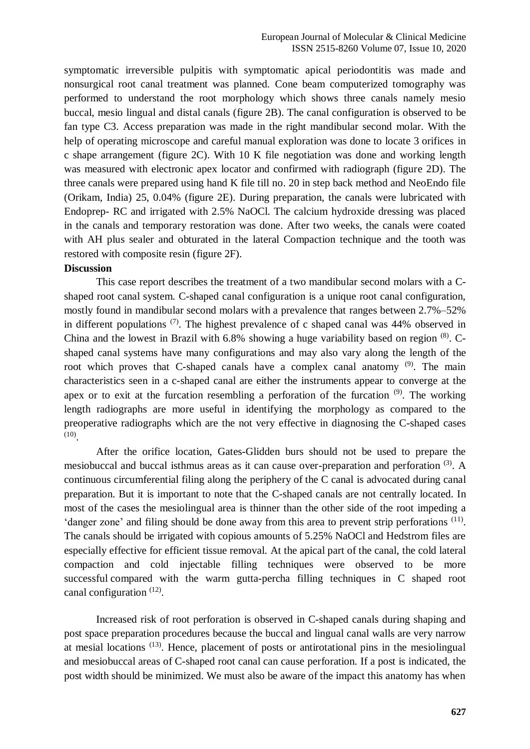symptomatic irreversible pulpitis with symptomatic apical periodontitis was made and nonsurgical root canal treatment was planned. Cone beam computerized tomography was performed to understand the root morphology which shows three canals namely mesio buccal, mesio lingual and distal canals (figure 2B). The canal configuration is observed to be fan type C3. Access preparation was made in the right mandibular second molar. With the help of operating microscope and careful manual exploration was done to locate 3 orifices in c shape arrangement (figure 2C). With 10 K file negotiation was done and working length was measured with electronic apex locator and confirmed with radiograph (figure 2D). The three canals were prepared using hand K file till no. 20 in step back method and NeoEndo file (Orikam, India) 25, 0.04% (figure 2E). During preparation, the canals were lubricated with Endoprep- RC and irrigated with 2.5% NaOCl. The calcium hydroxide dressing was placed in the canals and temporary restoration was done. After two weeks, the canals were coated with AH plus sealer and obturated in the lateral Compaction technique and the tooth was restored with composite resin (figure 2F).

**Discussion**

This case report describes the treatment of a two mandibular second molars with a C-shaped root canal system. C-shaped canal configuration is a unique root canal configuration, mostly found in mandibular second molars with a prevalence that ranges between 2.7%–52% in different populations [7]. The highest prevalence of c shaped canal was 44% observed in China and the lowest in Brazil with 6.8% showing a huge variability based on region [8]. C-shaped canal systems have many configurations and may also vary along the length of the root which proves that C-shaped canals have a complex canal anatomy [9]. The main characteristics seen in a c-shaped canal are either the instruments appear to converge at the apex or to exit at the furcation resembling a perforation of the furcation [9]. The working length radiographs are more useful in identifying the morphology as compared to the preoperative radiographs which are the not very effective in diagnosing the C-shaped cases [10].

After the orifice location, Gates-Glidden burs should not be used to prepare the mesiobuccal and buccal isthmus areas as it can cause over-preparation and perforation [3]. A continuous circumferential filing along the periphery of the C canal is advocated during canal preparation. But it is important to note that the C-shaped canals are not centrally located. In most of the cases the mesiolingual area is thinner than the other side of the root impeding a 'danger zone' and filing should be done away from this area to prevent strip perforations [11]. The canals should be irrigated with copious amounts of 5.25% NaOCl and Hedstrom files are especially effective for efficient tissue removal. At the apical part of the canal, the cold lateral compaction and cold injectable filling techniques were observed to be more successful compared with the warm gutta-percha filling techniques in C shaped root canal configuration [12].

Increased risk of root perforation is observed in C-shaped canals during shaping and post space preparation procedures because the buccal and lingual canal walls are very narrow at mesial locations [13]. Hence, placement of posts or antirotational pins in the mesiolingual and mesiobuccal areas of C-shaped root canal can cause perforation. If a post is indicated, the post width should be minimized. We must also be aware of the impact this anatomy has when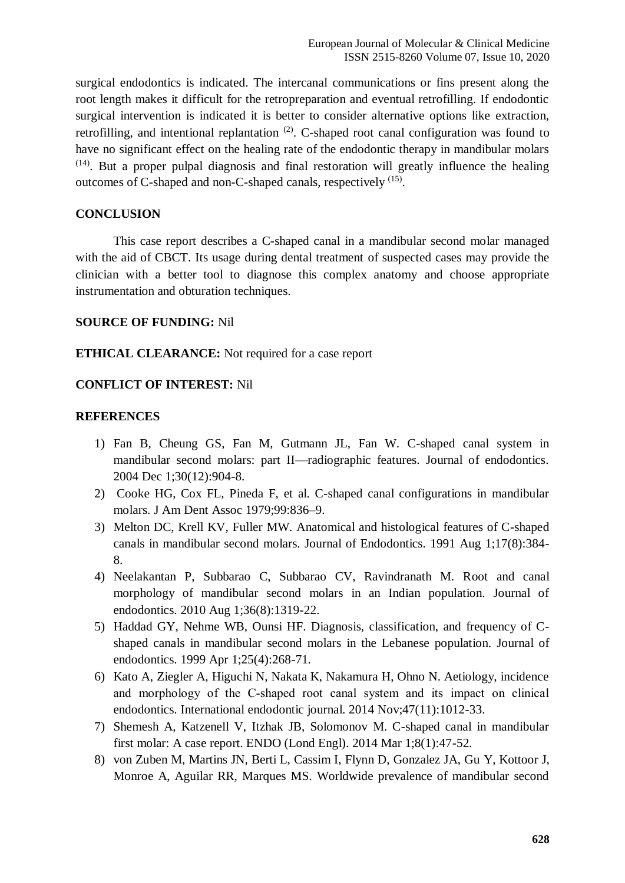surgical endodontics is indicated. The intercanal communications or fins present along the root length makes it difficult for the retropreparation and eventual retrofilling. If endodontic surgical intervention is indicated it is better to consider alternative options like extraction, retrofilling, and intentional replantation [2]. C-shaped root canal configuration was found to have no significant effect on the healing rate of the endodontic therapy in mandibular molars [14]. But a proper pulpal diagnosis and final restoration will greatly influence the healing outcomes of C-shaped and non-C-shaped canals, respectively [15].

## CONCLUSION

This case report describes a C-shaped canal in a mandibular second molar managed with the aid of CBCT. Its usage during dental treatment of suspected cases may provide the clinician with a better tool to diagnose this complex anatomy and choose appropriate instrumentation and obturation techniques.

**SOURCE OF FUNDING:** Nil

**ETHICAL CLEARANCE:** Not required for a case report

**CONFLICT OF INTEREST:** Nil

## REFERENCES

1) Fan B, Cheung GS, Fan M, Gutmann JL, Fan W. C-shaped canal system in mandibular second molars: part II—radiographic features. Journal of endodontics. 2004 Dec 1;30(12):904-8.
2) Cooke HG, Cox FL, Pineda F, et al. C-shaped canal configurations in mandibular molars. J Am Dent Assoc 1979;99:836–9.
3) Melton DC, Krell KV, Fuller MW. Anatomical and histological features of C-shaped canals in mandibular second molars. Journal of Endodontics. 1991 Aug 1;17(8):384-8.
4) Neelakantan P, Subbarao C, Subbarao CV, Ravindranath M. Root and canal morphology of mandibular second molars in an Indian population. Journal of endodontics. 2010 Aug 1;36(8):1319-22.
5) Haddad GY, Nehme WB, Ounsi HF. Diagnosis, classification, and frequency of C-shaped canals in mandibular second molars in the Lebanese population. Journal of endodontics. 1999 Apr 1;25(4):268-71.
6) Kato A, Ziegler A, Higuchi N, Nakata K, Nakamura H, Ohno N. Aetiology, incidence and morphology of the C-shaped root canal system and its impact on clinical endodontics. International endodontic journal. 2014 Nov;47(11):1012-33.
7) Shemesh A, Katzenell V, Itzhak JB, Solomonov M. C-shaped canal in mandibular first molar: A case report. ENDO (Lond Engl). 2014 Mar 1;8(1):47-52.
8) von Zuben M, Martins JN, Berti L, Cassim I, Flynn D, Gonzalez JA, Gu Y, Kottoor J, Monroe A, Aguilar RR, Marques MS. Worldwide prevalence of mandibular second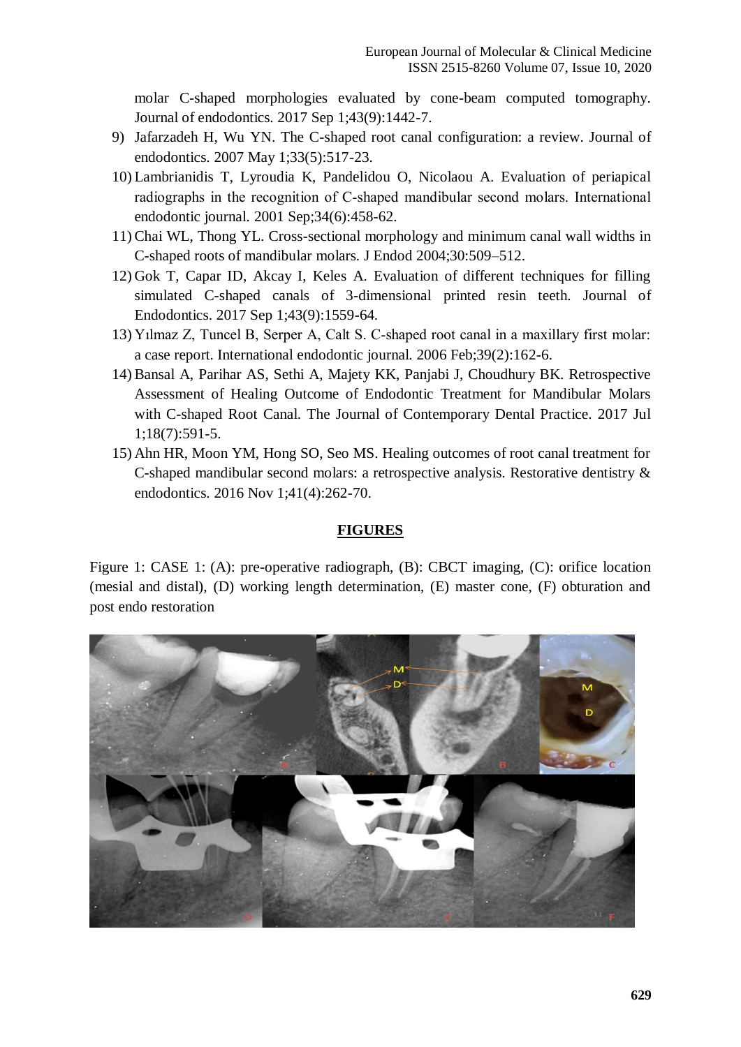molar C-shaped morphologies evaluated by cone-beam computed tomography. Journal of endodontics. 2017 Sep 1;43(9):1442-7.

9) Jafarzadeh H, Wu YN. The C-shaped root canal configuration: a review. Journal of endodontics. 2007 May 1;33(5):517-23.
10) Lambrianidis T, Lyroudia K, Pandelidou O, Nicolaou A. Evaluation of periapical radiographs in the recognition of C-shaped mandibular second molars. International endodontic journal. 2001 Sep;34(6):458-62.
11) Chai WL, Thong YL. Cross-sectional morphology and minimum canal wall widths in C-shaped roots of mandibular molars. J Endod 2004;30:509–512.
12) Gok T, Capar ID, Akcay I, Keles A. Evaluation of different techniques for filling simulated C-shaped canals of 3-dimensional printed resin teeth. Journal of Endodontics. 2017 Sep 1;43(9):1559-64.
13) Yılmaz Z, Tuncel B, Serper A, Calt S. C-shaped root canal in a maxillary first molar: a case report. International endodontic journal. 2006 Feb;39(2):162-6.
14) Bansal A, Parihar AS, Sethi A, Majety KK, Panjabi J, Choudhury BK. Retrospective Assessment of Healing Outcome of Endodontic Treatment for Mandibular Molars with C-shaped Root Canal. The Journal of Contemporary Dental Practice. 2017 Jul 1;18(7):591-5.
15) Ahn HR, Moon YM, Hong SO, Seo MS. Healing outcomes of root canal treatment for C-shaped mandibular second molars: a retrospective analysis. Restorative dentistry & endodontics. 2016 Nov 1;41(4):262-70.

## FIGURES

Figure 1: CASE 1: (A): pre-operative radiograph, (B): CBCT imaging, (C): orifice location (mesial and distal), (D) working length determination, (E) master cone, (F) obturation and post endo restoration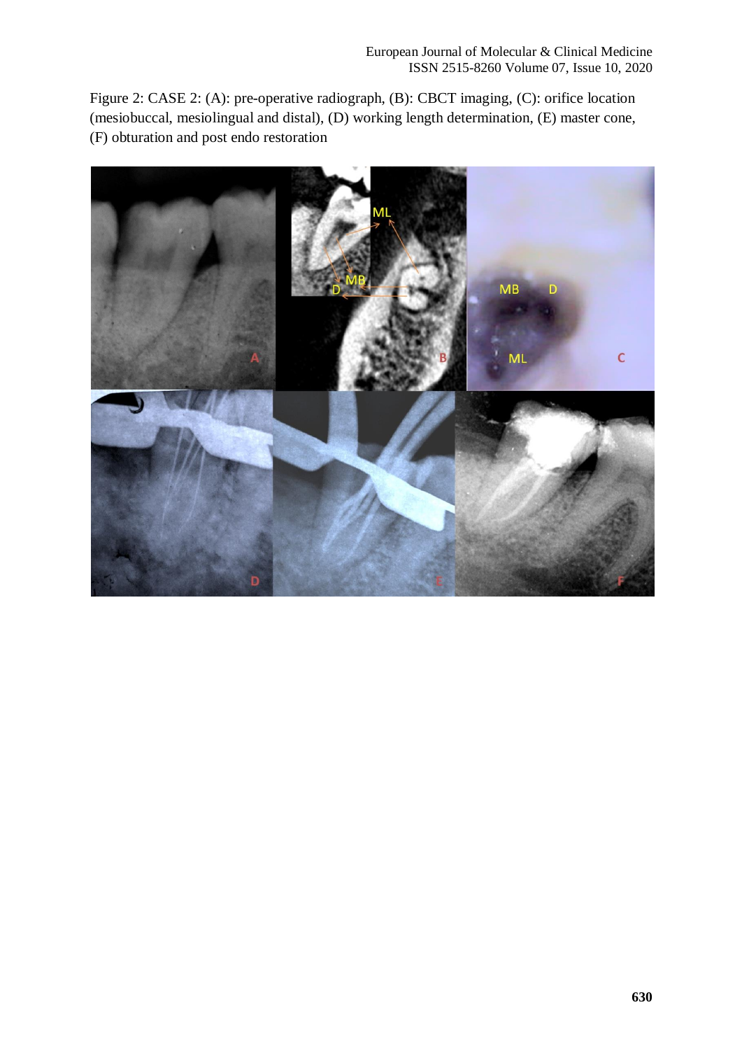Figure 2: CASE 2: (A): pre-operative radiograph, (B): CBCT imaging, (C): orifice location (mesiobuccal, mesiolingual and distal), (D) working length determination, (E) master cone, (F) obturation and post endo restoration